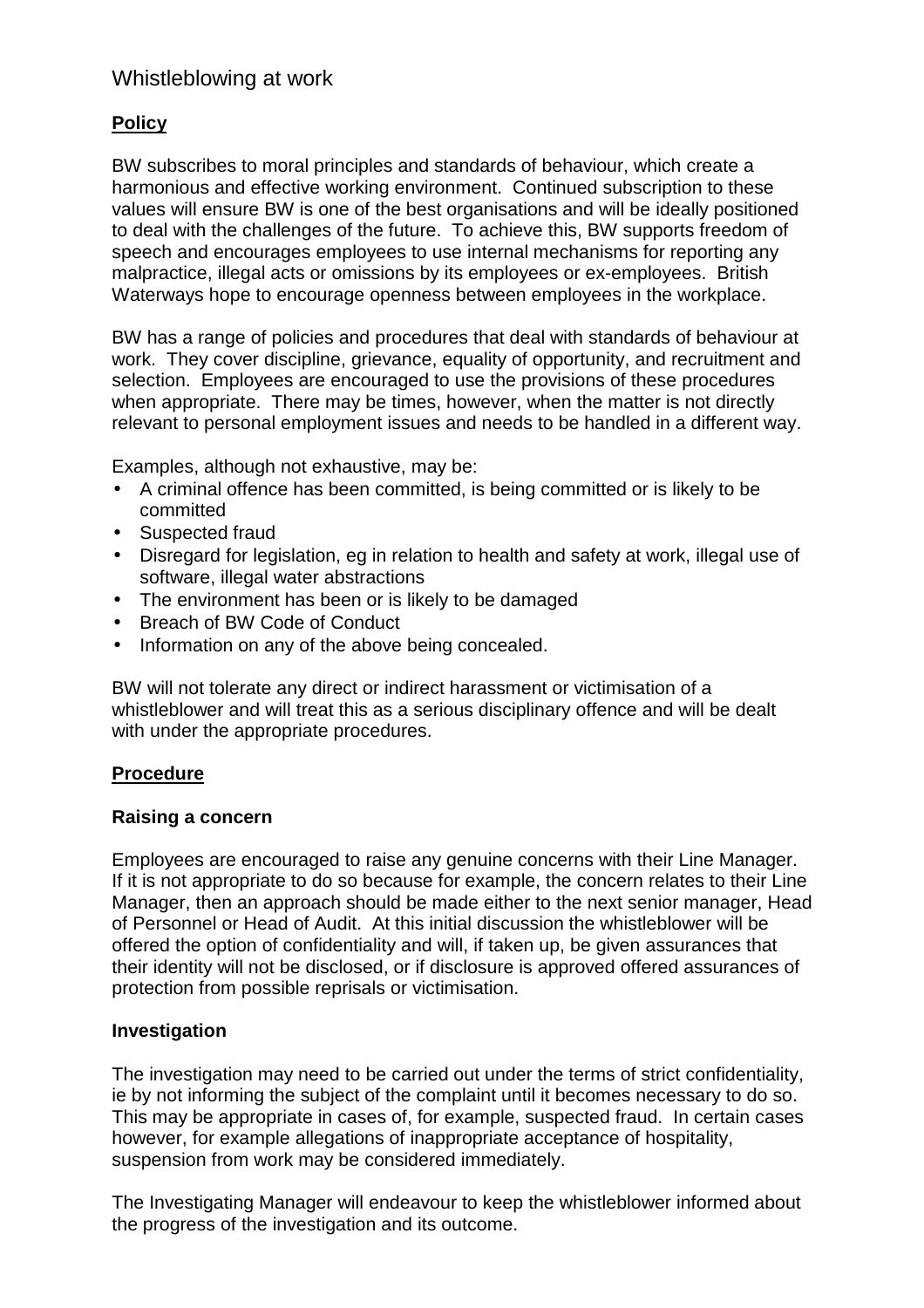# Whistleblowing at work

## **Policy**

BW subscribes to moral principles and standards of behaviour, which create a harmonious and effective working environment. Continued subscription to these values will ensure BW is one of the best organisations and will be ideally positioned to deal with the challenges of the future. To achieve this, BW supports freedom of speech and encourages employees to use internal mechanisms for reporting any malpractice, illegal acts or omissions by its employees or ex-employees. British Waterways hope to encourage openness between employees in the workplace.

BW has a range of policies and procedures that deal with standards of behaviour at work. They cover discipline, grievance, equality of opportunity, and recruitment and selection. Employees are encouraged to use the provisions of these procedures when appropriate. There may be times, however, when the matter is not directly relevant to personal employment issues and needs to be handled in a different way.

Examples, although not exhaustive, may be:

- A criminal offence has been committed, is being committed or is likely to be committed
- Suspected fraud
- Disregard for legislation, eg in relation to health and safety at work, illegal use of software, illegal water abstractions
- The environment has been or is likely to be damaged
- Breach of BW Code of Conduct
- Information on any of the above being concealed.

BW will not tolerate any direct or indirect harassment or victimisation of a whistleblower and will treat this as a serious disciplinary offence and will be dealt with under the appropriate procedures.

## **Procedure**

### **Raising a concern**

Employees are encouraged to raise any genuine concerns with their Line Manager. If it is not appropriate to do so because for example, the concern relates to their Line Manager, then an approach should be made either to the next senior manager, Head of Personnel or Head of Audit. At this initial discussion the whistleblower will be offered the option of confidentiality and will, if taken up, be given assurances that their identity will not be disclosed, or if disclosure is approved offered assurances of protection from possible reprisals or victimisation.

### **Investigation**

The investigation may need to be carried out under the terms of strict confidentiality, ie by not informing the subject of the complaint until it becomes necessary to do so. This may be appropriate in cases of, for example, suspected fraud. In certain cases however, for example allegations of inappropriate acceptance of hospitality, suspension from work may be considered immediately.

The Investigating Manager will endeavour to keep the whistleblower informed about the progress of the investigation and its outcome.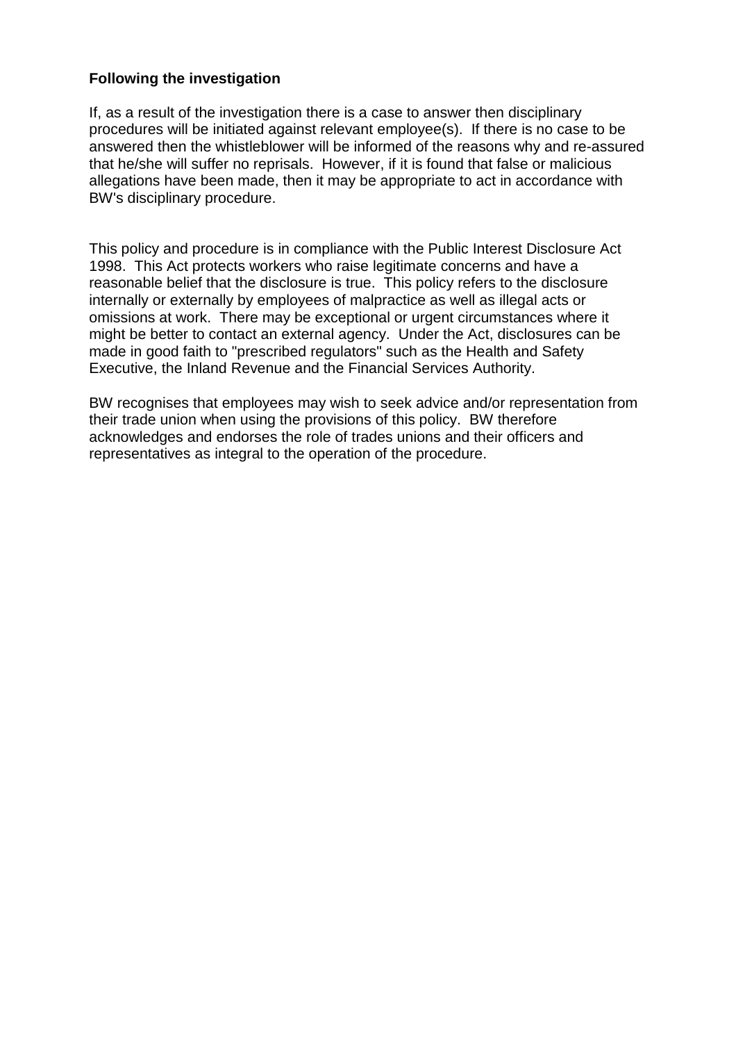**Following the investigation**

If, as a result of the investigation there is a case to answer then disciplinary procedures will be initiated against relevant employee(s). If there is no case to be answered then the whistleblower will be informed of the reasons why and re-assured that he/she will suffer no reprisals. However, if it is found that false or malicious allegations have been made, then it may be appropriate to act in accordance with BW's disciplinary procedure.

This policy and procedure is in compliance with the Public Interest Disclosure Act 1998. This Act protects workers who raise legitimate concerns and have a reasonable belief that the disclosure is true. This policy refers to the disclosure internally or externally by employees of malpractice as well as illegal acts or omissions at work. There may be exceptional or urgent circumstances where it might be better to contact an external agency. Under the Act, disclosures can be made in good faith to "prescribed regulators" such as the Health and Safety Executive, the Inland Revenue and the Financial Services Authority.

BW recognises that employees may wish to seek advice and/or representation from their trade union when using the provisions of this policy. BW therefore acknowledges and endorses the role of trades unions and their officers and representatives as integral to the operation of the procedure.